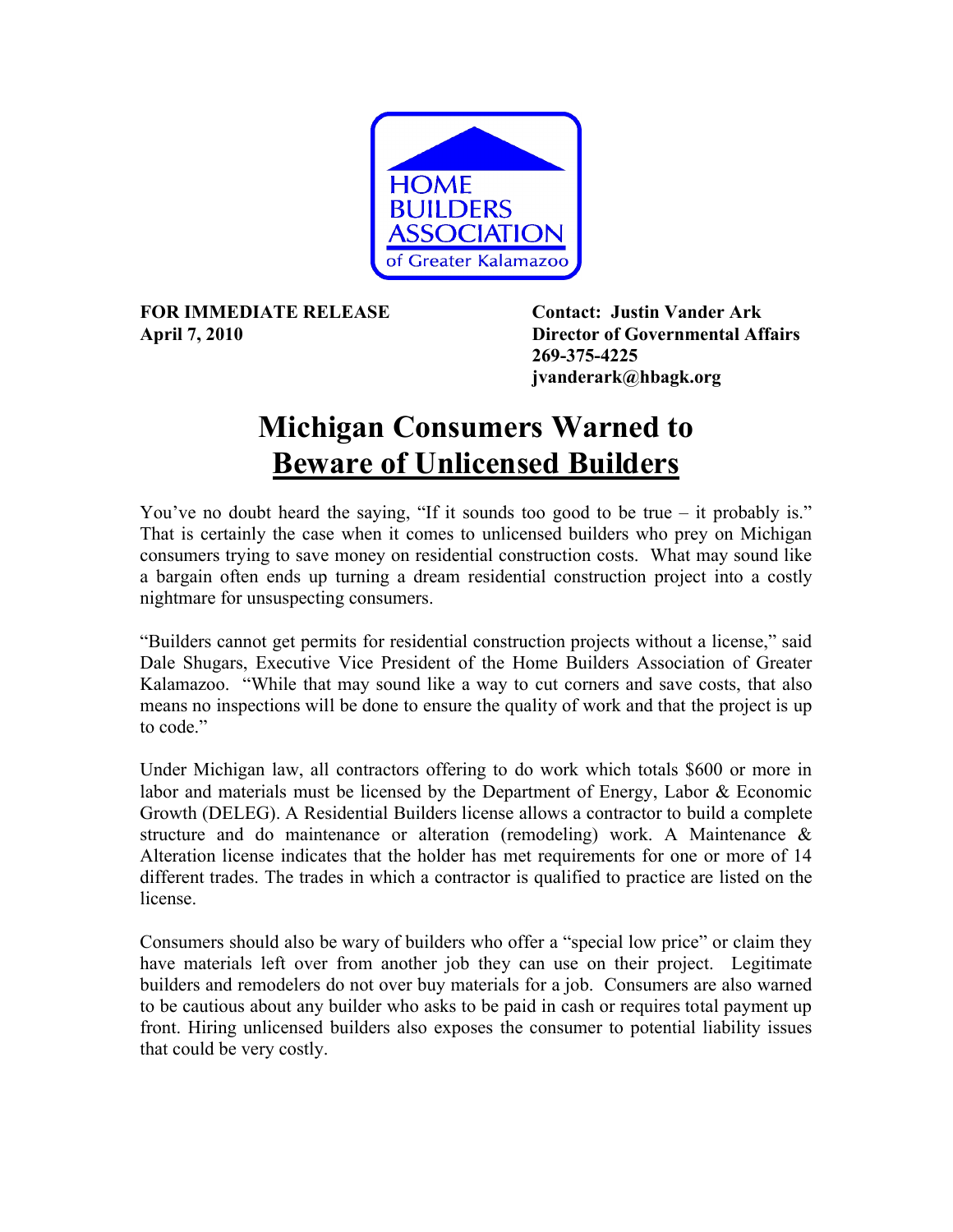HOME BUILDERS ASSOCIATION of Greater Kalamazoo

**FOR IMMEDIATE RELEASE**
**April 7, 2010**

**Contact: Justin Vander Ark**
**Director of Governmental Affairs**
**269-375-4225**
**jvanderark@hbagk.org**

# Michigan Consumers Warned to Beware of Unlicensed Builders

You've no doubt heard the saying, "If it sounds too good to be true – it probably is." That is certainly the case when it comes to unlicensed builders who prey on Michigan consumers trying to save money on residential construction costs. What may sound like a bargain often ends up turning a dream residential construction project into a costly nightmare for unsuspecting consumers.

"Builders cannot get permits for residential construction projects without a license," said Dale Shugars, Executive Vice President of the Home Builders Association of Greater Kalamazoo. "While that may sound like a way to cut corners and save costs, that also means no inspections will be done to ensure the quality of work and that the project is up to code."

Under Michigan law, all contractors offering to do work which totals $600 or more in labor and materials must be licensed by the Department of Energy, Labor & Economic Growth (DELEG). A Residential Builders license allows a contractor to build a complete structure and do maintenance or alteration (remodeling) work. A Maintenance & Alteration license indicates that the holder has met requirements for one or more of 14 different trades. The trades in which a contractor is qualified to practice are listed on the license.

Consumers should also be wary of builders who offer a "special low price" or claim they have materials left over from another job they can use on their project. Legitimate builders and remodelers do not over buy materials for a job. Consumers are also warned to be cautious about any builder who asks to be paid in cash or requires total payment up front. Hiring unlicensed builders also exposes the consumer to potential liability issues that could be very costly.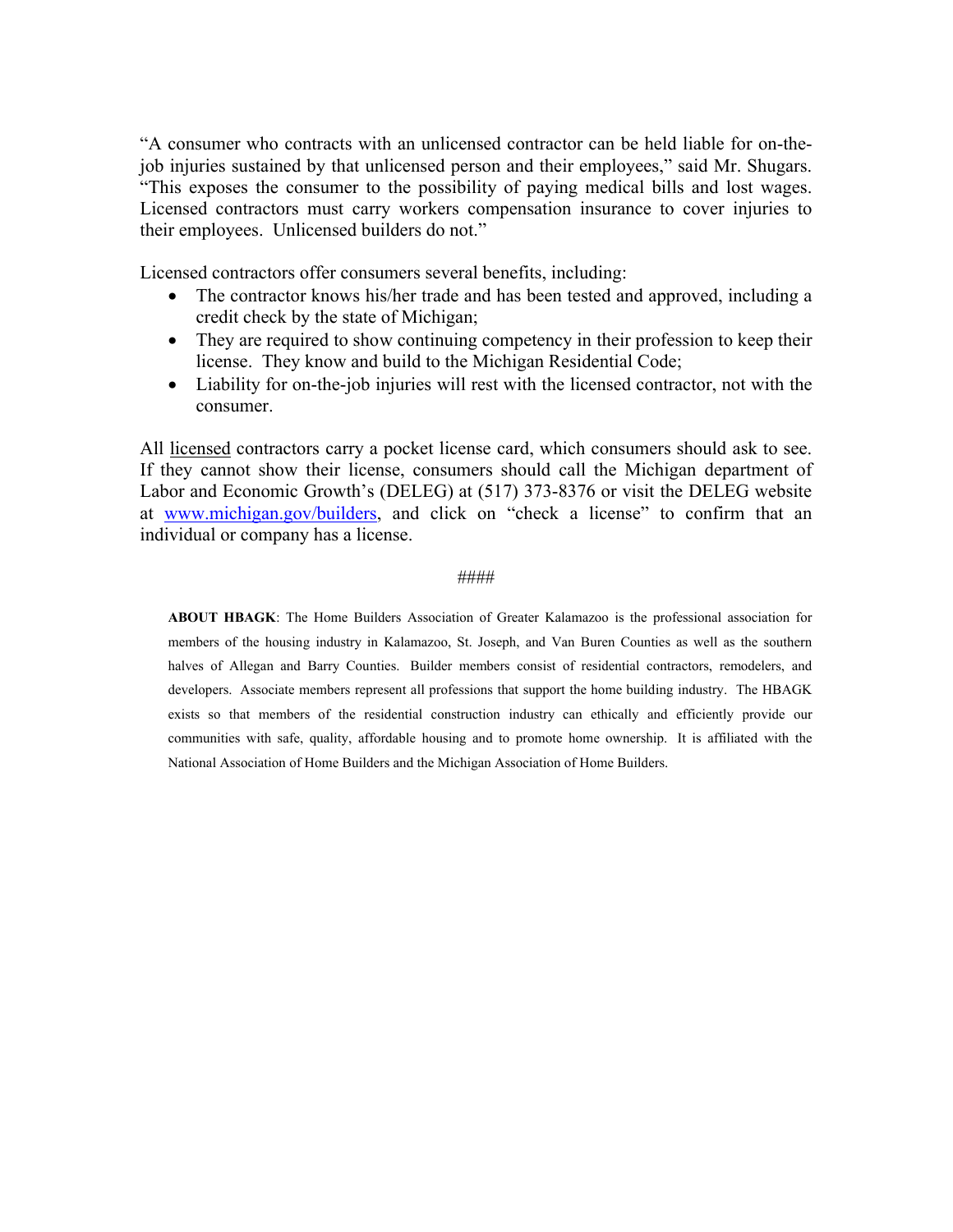"A consumer who contracts with an unlicensed contractor can be held liable for on-the-job injuries sustained by that unlicensed person and their employees," said Mr. Shugars. "This exposes the consumer to the possibility of paying medical bills and lost wages. Licensed contractors must carry workers compensation insurance to cover injuries to their employees. Unlicensed builders do not."

Licensed contractors offer consumers several benefits, including:

- The contractor knows his/her trade and has been tested and approved, including a credit check by the state of Michigan;
- They are required to show continuing competency in their profession to keep their license. They know and build to the Michigan Residential Code;
- Liability for on-the-job injuries will rest with the licensed contractor, not with the consumer.

All licensed contractors carry a pocket license card, which consumers should ask to see. If they cannot show their license, consumers should call the Michigan department of Labor and Economic Growth's (DELEG) at (517) 373-8376 or visit the DELEG website at [www.michigan.gov/builders](http://www.michigan.gov/builders), and click on "check a license" to confirm that an individual or company has a license.

####

**ABOUT HBAGK**: The Home Builders Association of Greater Kalamazoo is the professional association for members of the housing industry in Kalamazoo, St. Joseph, and Van Buren Counties as well as the southern halves of Allegan and Barry Counties. Builder members consist of residential contractors, remodelers, and developers. Associate members represent all professions that support the home building industry. The HBAGK exists so that members of the residential construction industry can ethically and efficiently provide our communities with safe, quality, affordable housing and to promote home ownership. It is affiliated with the National Association of Home Builders and the Michigan Association of Home Builders.